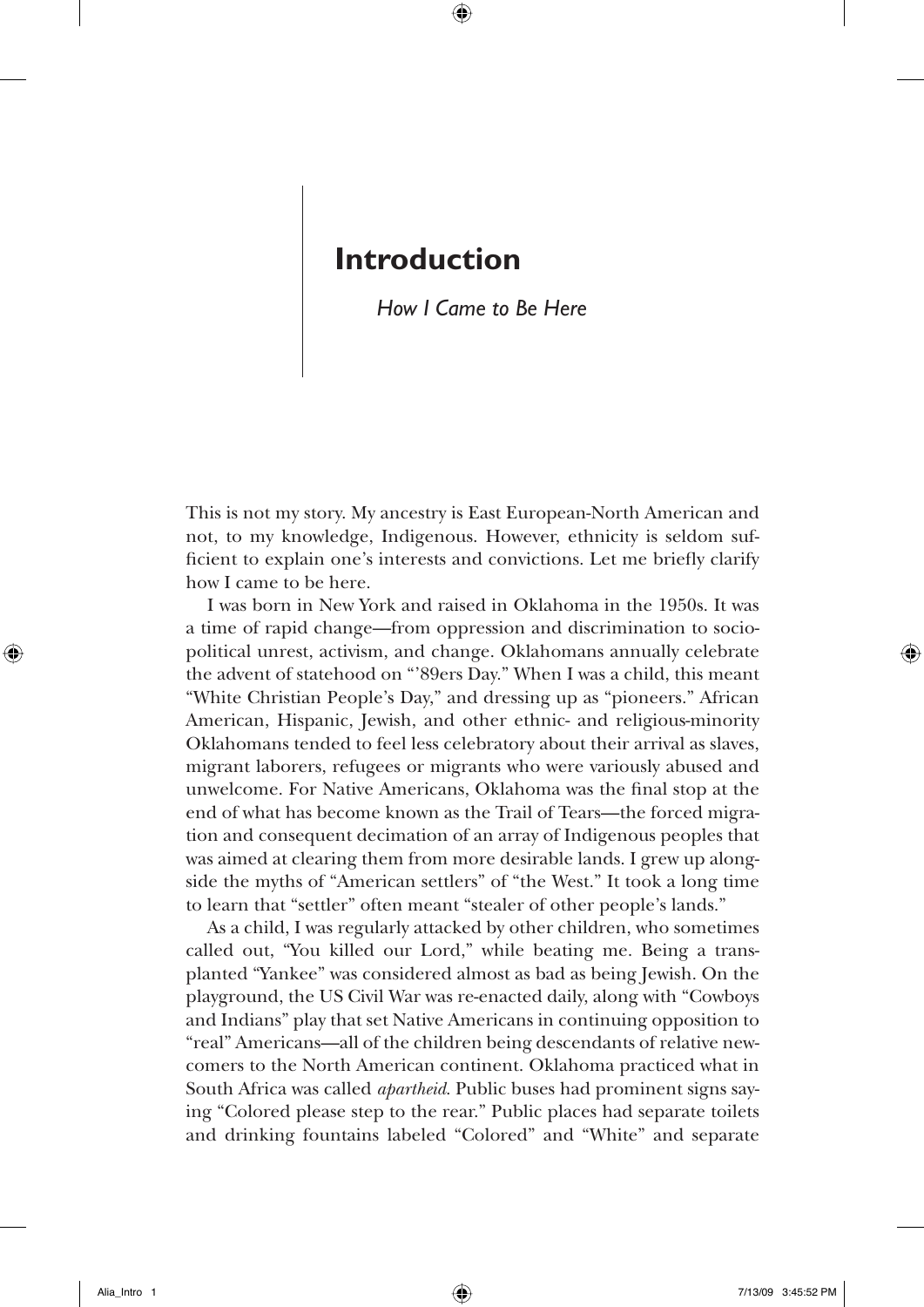# Introduction

*How I Came to Be Here*

This is not my story. My ancestry is East European-North American and not, to my knowledge, Indigenous. However, ethnicity is seldom sufficient to explain one's interests and convictions. Let me briefly clarify how I came to be here.

I was born in New York and raised in Oklahoma in the 1950s. It was a time of rapid change—from oppression and discrimination to sociopolitical unrest, activism, and change. Oklahomans annually celebrate the advent of statehood on "'89ers Day." When I was a child, this meant "White Christian People's Day," and dressing up as "pioneers." African American, Hispanic, Jewish, and other ethnic- and religious-minority Oklahomans tended to feel less celebratory about their arrival as slaves, migrant laborers, refugees or migrants who were variously abused and unwelcome. For Native Americans, Oklahoma was the final stop at the end of what has become known as the Trail of Tears—the forced migration and consequent decimation of an array of Indigenous peoples that was aimed at clearing them from more desirable lands. I grew up alongside the myths of "American settlers" of "the West." It took a long time to learn that "settler" often meant "stealer of other people's lands."

As a child, I was regularly attacked by other children, who sometimes called out, "You killed our Lord," while beating me. Being a transplanted "Yankee" was considered almost as bad as being Jewish. On the playground, the US Civil War was re-enacted daily, along with "Cowboys and Indians" play that set Native Americans in continuing opposition to "real" Americans—all of the children being descendants of relative newcomers to the North American continent. Oklahoma practiced what in South Africa was called *apartheid*. Public buses had prominent signs saying "Colored please step to the rear." Public places had separate toilets and drinking fountains labeled "Colored" and "White" and separate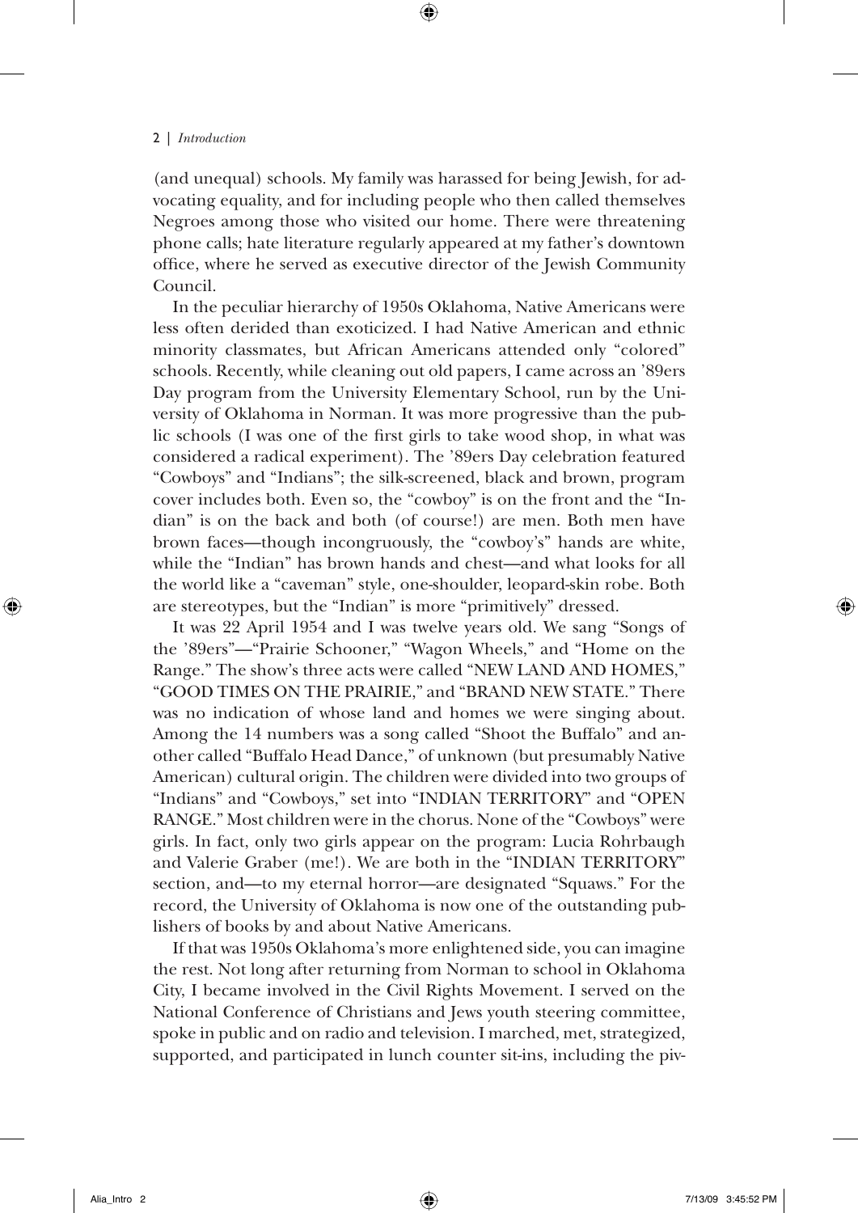(and unequal) schools. My family was harassed for being Jewish, for advocating equality, and for including people who then called themselves Negroes among those who visited our home. There were threatening phone calls; hate literature regularly appeared at my father's downtown office, where he served as executive director of the Jewish Community Council.

In the peculiar hierarchy of 1950s Oklahoma, Native Americans were less often derided than exoticized. I had Native American and ethnic minority classmates, but African Americans attended only "colored" schools. Recently, while cleaning out old papers, I came across an '89ers Day program from the University Elementary School, run by the University of Oklahoma in Norman. It was more progressive than the public schools (I was one of the first girls to take wood shop, in what was considered a radical experiment). The '89ers Day celebration featured "Cowboys" and "Indians"; the silk-screened, black and brown, program cover includes both. Even so, the "cowboy" is on the front and the "Indian" is on the back and both (of course!) are men. Both men have brown faces—though incongruously, the "cowboy's" hands are white, while the "Indian" has brown hands and chest—and what looks for all the world like a "caveman" style, one-shoulder, leopard-skin robe. Both are stereotypes, but the "Indian" is more "primitively" dressed.

It was 22 April 1954 and I was twelve years old. We sang "Songs of the '89ers"—"Prairie Schooner," "Wagon Wheels," and "Home on the Range." The show's three acts were called "NEW LAND AND HOMES," "GOOD TIMES ON THE PRAIRIE," and "BRAND NEW STATE." There was no indication of whose land and homes we were singing about. Among the 14 numbers was a song called "Shoot the Buffalo" and another called "Buffalo Head Dance," of unknown (but presumably Native American) cultural origin. The children were divided into two groups of "Indians" and "Cowboys," set into "INDIAN TERRITORY" and "OPEN RANGE." Most children were in the chorus. None of the "Cowboys" were girls. In fact, only two girls appear on the program: Lucia Rohrbaugh and Valerie Graber (me!). We are both in the "INDIAN TERRITORY" section, and—to my eternal horror—are designated "Squaws." For the record, the University of Oklahoma is now one of the outstanding publishers of books by and about Native Americans.

If that was 1950s Oklahoma's more enlightened side, you can imagine the rest. Not long after returning from Norman to school in Oklahoma City, I became involved in the Civil Rights Movement. I served on the National Conference of Christians and Jews youth steering committee, spoke in public and on radio and television. I marched, met, strategized, supported, and participated in lunch counter sit-ins, including the piv-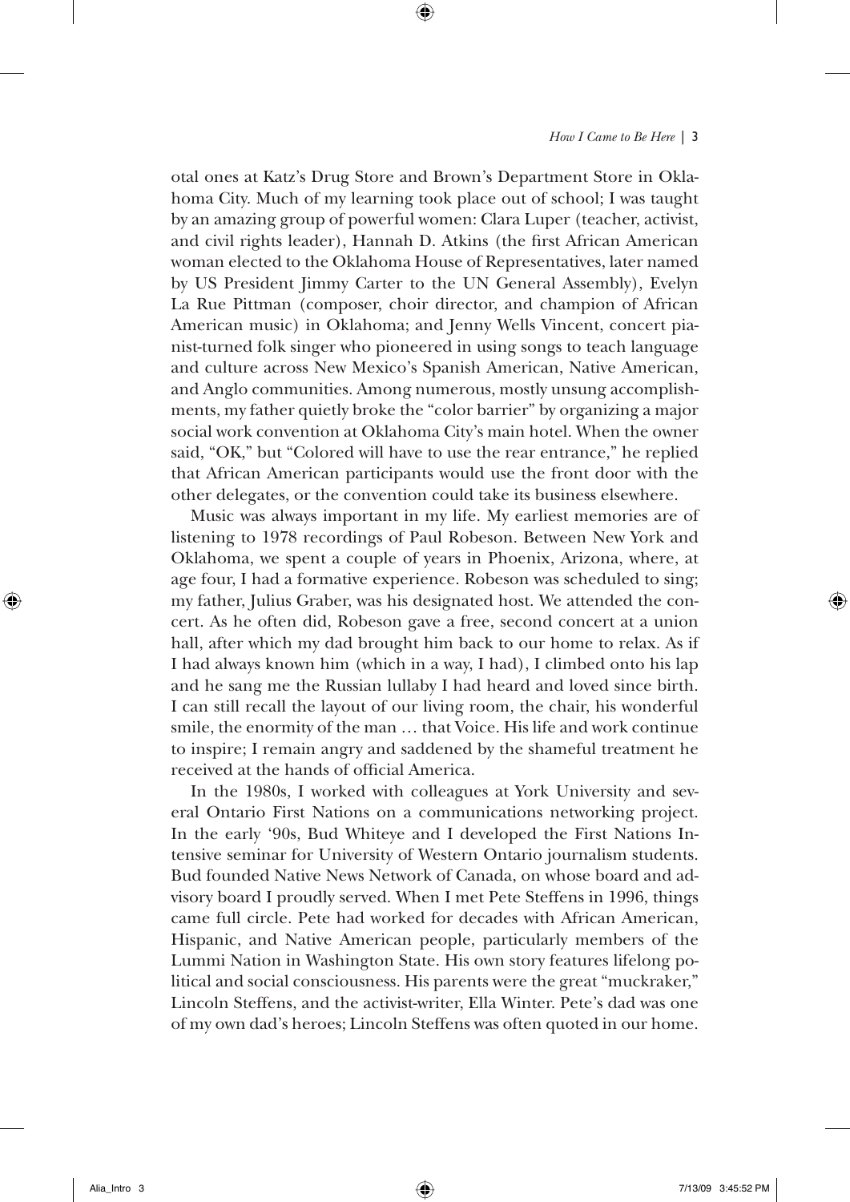otal ones at Katz's Drug Store and Brown's Department Store in Oklahoma City. Much of my learning took place out of school; I was taught by an amazing group of powerful women: Clara Luper (teacher, activist, and civil rights leader), Hannah D. Atkins (the first African American woman elected to the Oklahoma House of Representatives, later named by US President Jimmy Carter to the UN General Assembly), Evelyn La Rue Pittman (composer, choir director, and champion of African American music) in Oklahoma; and Jenny Wells Vincent, concert pianist-turned folk singer who pioneered in using songs to teach language and culture across New Mexico's Spanish American, Native American, and Anglo communities. Among numerous, mostly unsung accomplishments, my father quietly broke the "color barrier" by organizing a major social work convention at Oklahoma City's main hotel. When the owner said, "OK," but "Colored will have to use the rear entrance," he replied that African American participants would use the front door with the other delegates, or the convention could take its business elsewhere.

Music was always important in my life. My earliest memories are of listening to 1978 recordings of Paul Robeson. Between New York and Oklahoma, we spent a couple of years in Phoenix, Arizona, where, at age four, I had a formative experience. Robeson was scheduled to sing; my father, Julius Graber, was his designated host. We attended the concert. As he often did, Robeson gave a free, second concert at a union hall, after which my dad brought him back to our home to relax. As if I had always known him (which in a way, I had), I climbed onto his lap and he sang me the Russian lullaby I had heard and loved since birth. I can still recall the layout of our living room, the chair, his wonderful smile, the enormity of the man … that Voice. His life and work continue to inspire; I remain angry and saddened by the shameful treatment he received at the hands of official America.

In the 1980s, I worked with colleagues at York University and several Ontario First Nations on a communications networking project. In the early '90s, Bud Whiteye and I developed the First Nations Intensive seminar for University of Western Ontario journalism students. Bud founded Native News Network of Canada, on whose board and advisory board I proudly served. When I met Pete Steffens in 1996, things came full circle. Pete had worked for decades with African American, Hispanic, and Native American people, particularly members of the Lummi Nation in Washington State. His own story features lifelong political and social consciousness. His parents were the great "muckraker," Lincoln Steffens, and the activist-writer, Ella Winter. Pete's dad was one of my own dad's heroes; Lincoln Steffens was often quoted in our home.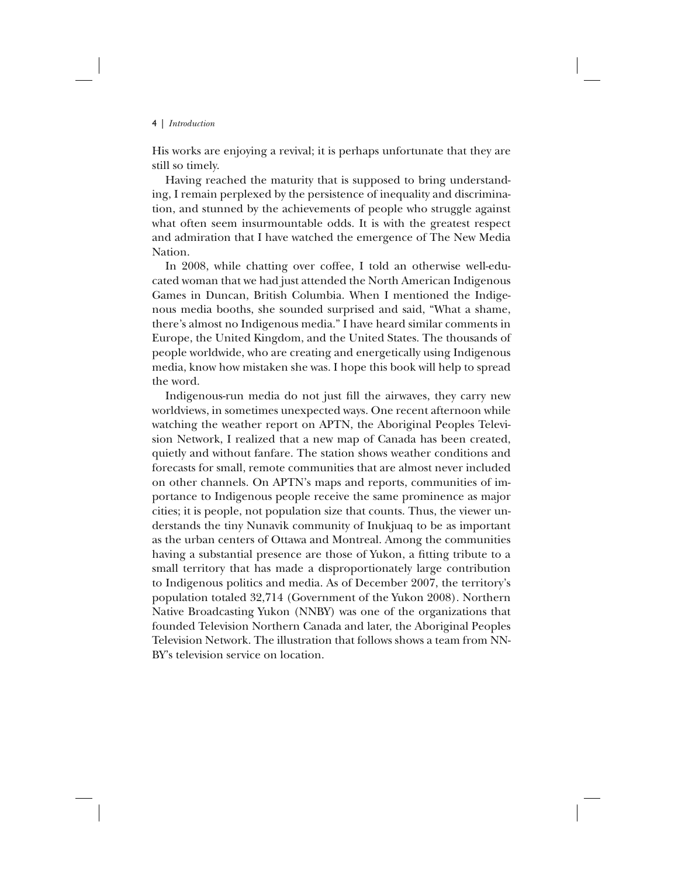His works are enjoying a revival; it is perhaps unfortunate that they are still so timely.

Having reached the maturity that is supposed to bring understanding, I remain perplexed by the persistence of inequality and discrimination, and stunned by the achievements of people who struggle against what often seem insurmountable odds. It is with the greatest respect and admiration that I have watched the emergence of The New Media Nation.

In 2008, while chatting over coffee, I told an otherwise well-educated woman that we had just attended the North American Indigenous Games in Duncan, British Columbia. When I mentioned the Indigenous media booths, she sounded surprised and said, "What a shame, there's almost no Indigenous media." I have heard similar comments in Europe, the United Kingdom, and the United States. The thousands of people worldwide, who are creating and energetically using Indigenous media, know how mistaken she was. I hope this book will help to spread the word.

Indigenous-run media do not just fill the airwaves, they carry new worldviews, in sometimes unexpected ways. One recent afternoon while watching the weather report on APTN, the Aboriginal Peoples Television Network, I realized that a new map of Canada has been created, quietly and without fanfare. The station shows weather conditions and forecasts for small, remote communities that are almost never included on other channels. On APTN's maps and reports, communities of importance to Indigenous people receive the same prominence as major cities; it is people, not population size that counts. Thus, the viewer understands the tiny Nunavik community of Inukjuaq to be as important as the urban centers of Ottawa and Montreal. Among the communities having a substantial presence are those of Yukon, a fitting tribute to a small territory that has made a disproportionately large contribution to Indigenous politics and media. As of December 2007, the territory's population totaled 32,714 (Government of the Yukon 2008). Northern Native Broadcasting Yukon (NNBY) was one of the organizations that founded Television Northern Canada and later, the Aboriginal Peoples Television Network. The illustration that follows shows a team from NNBY's television service on location.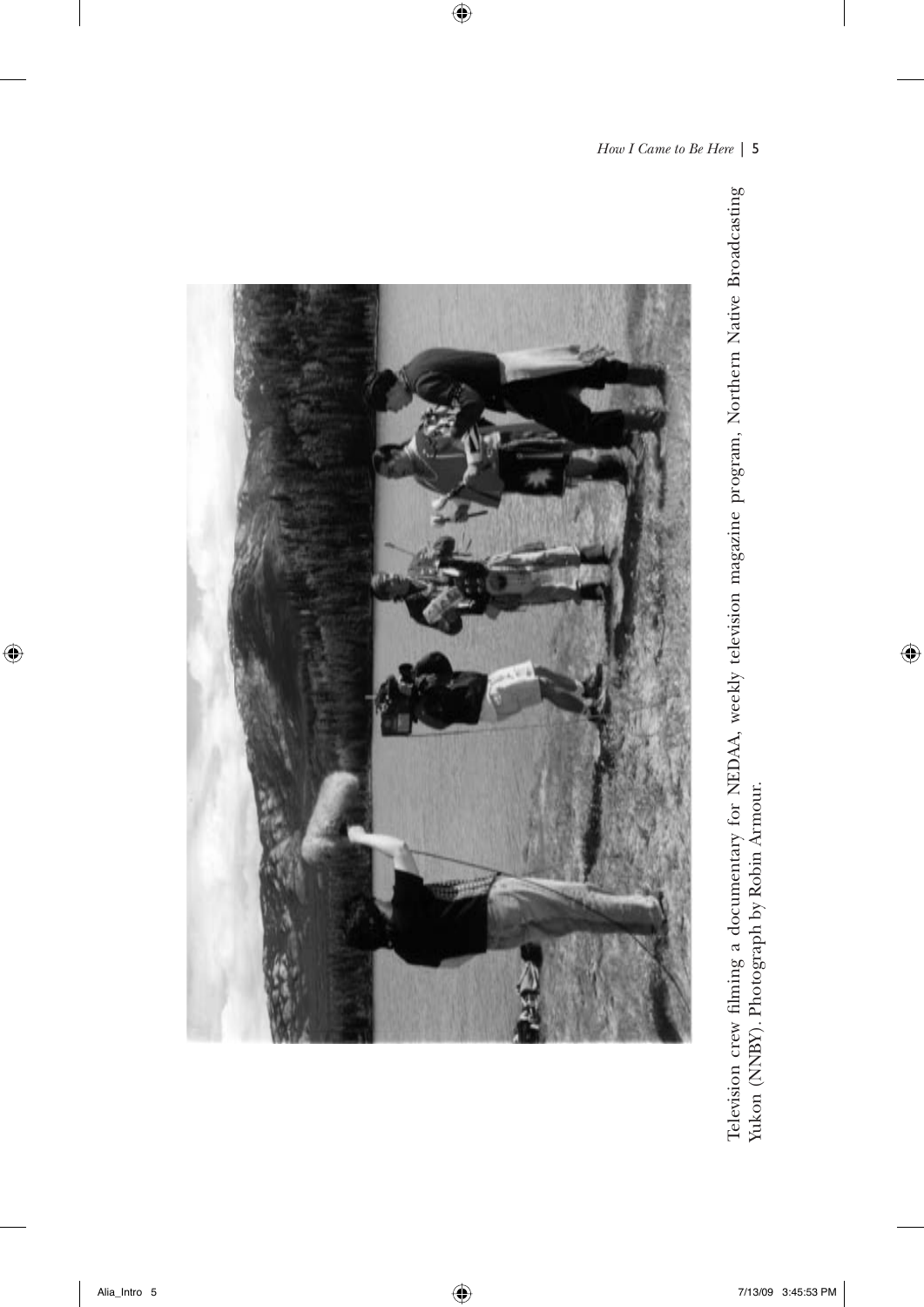Television crew filming a documentary for NEDAA, weekly television magazine program, Northern Native Broadcasting Yukon (NNBY). Photograph by Robin Armour.